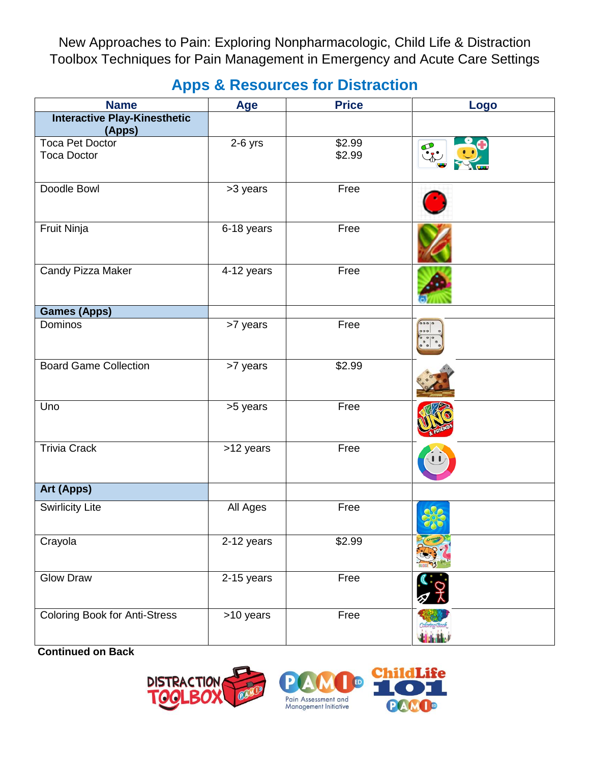New Approaches to Pain: Exploring Nonpharmacologic, Child Life & Distraction Toolbox Techniques for Pain Management in Emergency and Acute Care Settings

## Apps & Resources for Distraction

| Name | Age | Price | Logo |
|---|---|---|---|
| **Interactive Play-Kinesthetic (Apps)** | | | |
| Toca Pet Doctor<br>Toca Doctor | 2-6 yrs | $2.99<br>$2.99 | |
| Doodle Bowl | >3 years | Free | |
| Fruit Ninja | 6-18 years | Free | |
| Candy Pizza Maker | 4-12 years | Free | |
| **Games (Apps)** | | | |
| Dominos | >7 years | Free | |
| Board Game Collection | >7 years | $2.99 | |
| Uno | >5 years | Free | |
| Trivia Crack | >12 years | Free | |
| **Art (Apps)** | | | |
| Swirlicity Lite | All Ages | Free | |
| Crayola | 2-12 years | $2.99 | |
| Glow Draw | 2-15 years | Free | |
| Coloring Book for Anti-Stress | >10 years | Free | |

**Continued on Back**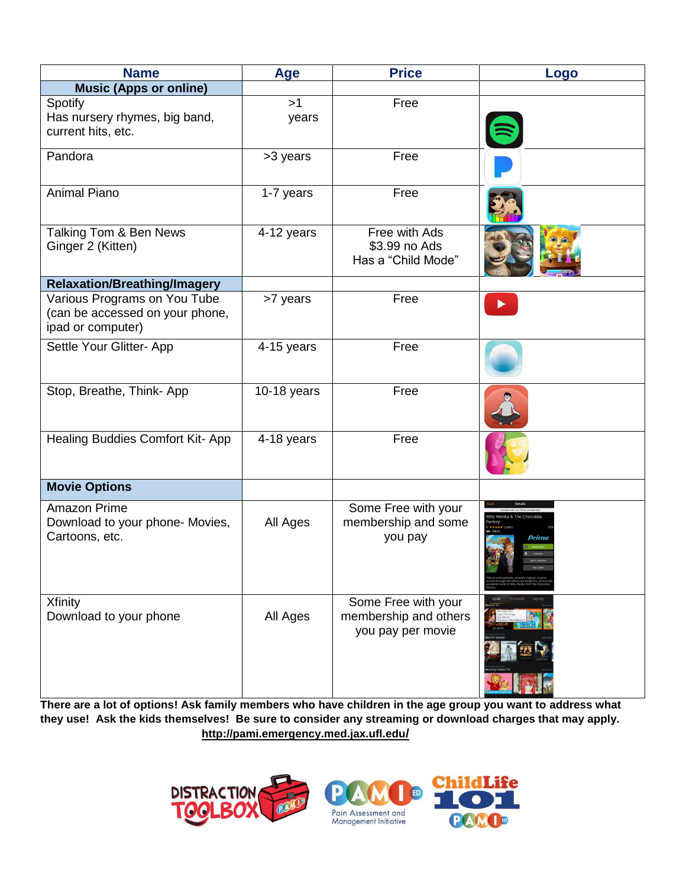| Name | Age | Price | Logo |
|---|---|---|---|
| **Music (Apps or online)** | | | |
| Spotify<br>Has nursery rhymes, big band, current hits, etc. | >1 years | Free | |
| Pandora | >3 years | Free | |
| Animal Piano | 1-7 years | Free | |
| Talking Tom & Ben News<br>Ginger 2 (Kitten) | 4-12 years | Free with Ads<br>$3.99 no Ads<br>Has a "Child Mode" | |
| **Relaxation/Breathing/Imagery** | | | |
| Various Programs on You Tube (can be accessed on your phone, ipad or computer) | >7 years | Free | |
| Settle Your Glitter- App | 4-15 years | Free | |
| Stop, Breathe, Think- App | 10-18 years | Free | |
| Healing Buddies Comfort Kit- App | 4-18 years | Free | |
| **Movie Options** | | | |
| Amazon Prime<br>Download to your phone- Movies, Cartoons, etc. | All Ages | Some Free with your membership and some you pay | |
| Xfinity<br>Download to your phone | All Ages | Some Free with your membership and others you pay per movie | |

**There are a lot of options! Ask family members who have children in the age group you want to address what they use! Ask the kids themselves! Be sure to consider any streaming or download charges that may apply.**

**http://pami.emergency.med.jax.ufl.edu/**

DISTRACTION TOOLBOX PAMI

PAMI ED Pain Assessment and Management Initiative

ChildLife 101 PAMI ED